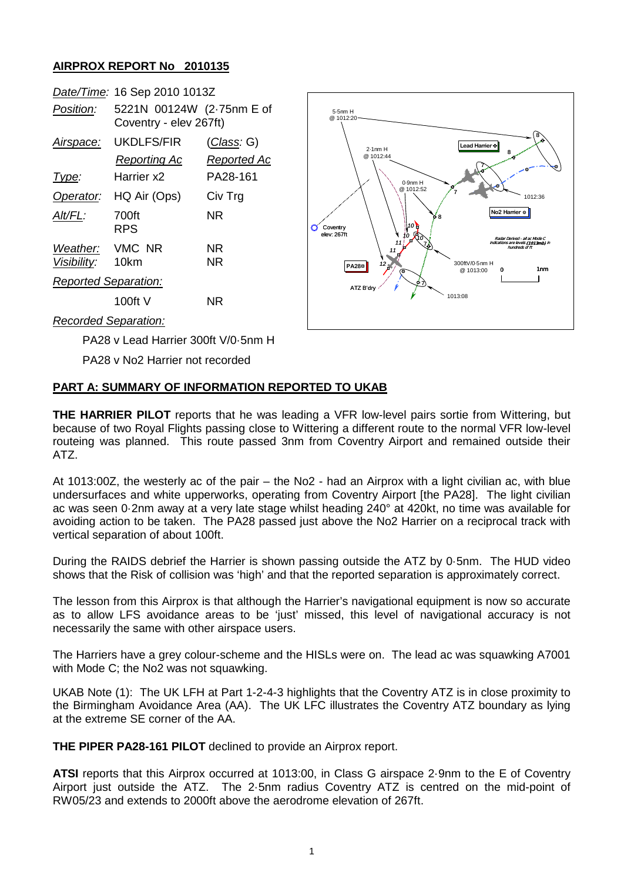**AIRPROX REPORT No 2010135**

| | | |
|---|---|---|
| *Date/Time:* | 16 Sep 2010 1013Z | |
| *Position:* | 5221N 00124W (2·75nm E of Coventry - elev 267ft) | |
| *Airspace:* | UKDLFS/FIR | (*Class:* G) |
| | *Reporting Ac* | *Reported Ac* |
| *Type:* | Harrier x2 | PA28-161 |
| *Operator:* | HQ Air (Ops) | Civ Trg |
| *Alt/FL:* | 700ft RPS | NR |
| *Weather:* | VMC NR | NR |
| *Visibility:* | 10km | NR |
| *Reported Separation:* | | |
| | 100ft V | NR |

*Recorded Separation:*

PA28 v Lead Harrier 300ft V/0·5nm H

PA28 v No2 Harrier not recorded

**PART A: SUMMARY OF INFORMATION REPORTED TO UKAB**

**THE HARRIER PILOT** reports that he was leading a VFR low-level pairs sortie from Wittering, but because of two Royal Flights passing close to Wittering a different route to the normal VFR low-level routeing was planned. This route passed 3nm from Coventry Airport and remained outside their ATZ.

At 1013:00Z, the westerly ac of the pair – the No2 - had an Airprox with a light civilian ac, with blue undersurfaces and white upperworks, operating from Coventry Airport [the PA28]. The light civilian ac was seen 0·2nm away at a very late stage whilst heading 240° at 420kt, no time was available for avoiding action to be taken. The PA28 passed just above the No2 Harrier on a reciprocal track with vertical separation of about 100ft.

During the RAIDS debrief the Harrier is shown passing outside the ATZ by 0·5nm. The HUD video shows that the Risk of collision was 'high' and that the reported separation is approximately correct.

The lesson from this Airprox is that although the Harrier's navigational equipment is now so accurate as to allow LFS avoidance areas to be 'just' missed, this level of navigational accuracy is not necessarily the same with other airspace users.

The Harriers have a grey colour-scheme and the HISLs were on. The lead ac was squawking A7001 with Mode C; the No2 was not squawking.

UKAB Note (1): The UK LFH at Part 1-2-4-3 highlights that the Coventry ATZ is in close proximity to the Birmingham Avoidance Area (AA). The UK LFC illustrates the Coventry ATZ boundary as lying at the extreme SE corner of the AA.

**THE PIPER PA28-161 PILOT** declined to provide an Airprox report.

**ATSI** reports that this Airprox occurred at 1013:00, in Class G airspace 2·9nm to the E of Coventry Airport just outside the ATZ. The 2·5nm radius Coventry ATZ is centred on the mid-point of RW05/23 and extends to 2000ft above the aerodrome elevation of 267ft.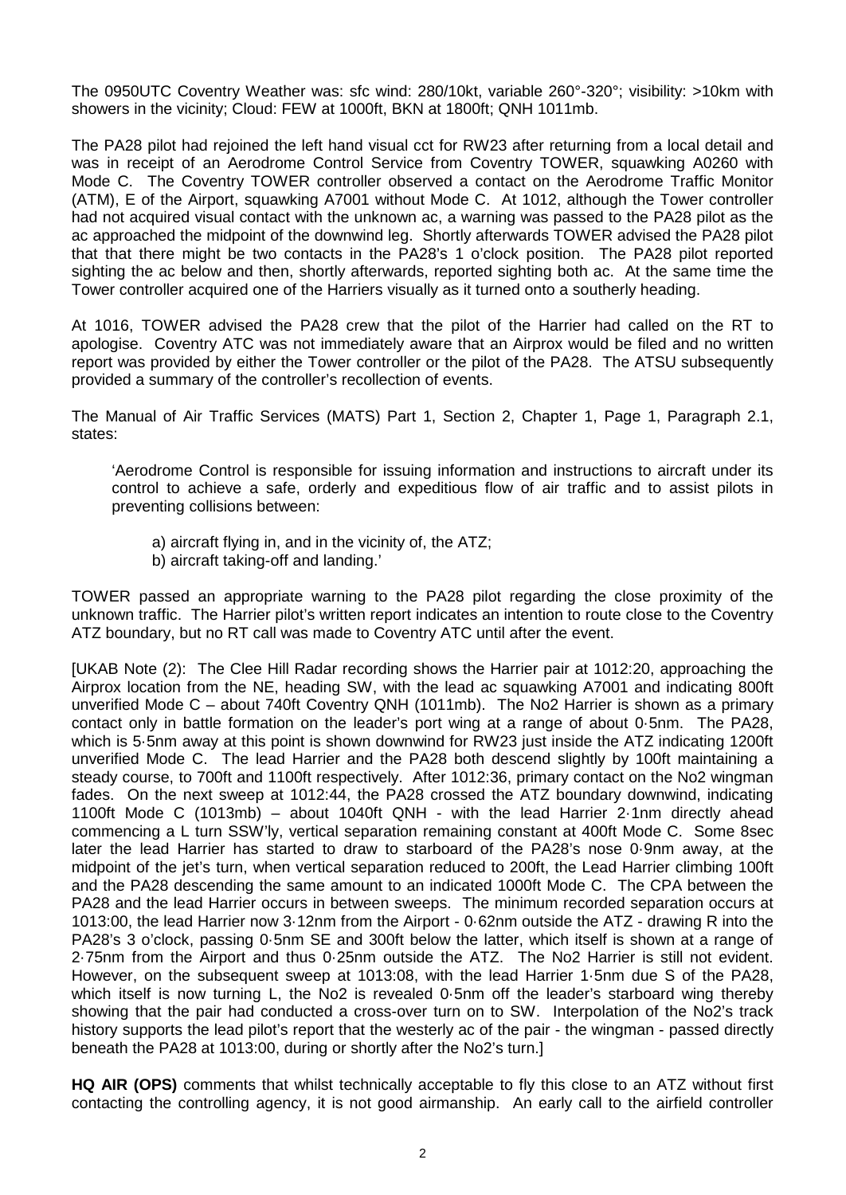The 0950UTC Coventry Weather was: sfc wind: 280/10kt, variable 260°-320°; visibility: >10km with showers in the vicinity; Cloud: FEW at 1000ft, BKN at 1800ft; QNH 1011mb.

The PA28 pilot had rejoined the left hand visual cct for RW23 after returning from a local detail and was in receipt of an Aerodrome Control Service from Coventry TOWER, squawking A0260 with Mode C. The Coventry TOWER controller observed a contact on the Aerodrome Traffic Monitor (ATM), E of the Airport, squawking A7001 without Mode C. At 1012, although the Tower controller had not acquired visual contact with the unknown ac, a warning was passed to the PA28 pilot as the ac approached the midpoint of the downwind leg. Shortly afterwards TOWER advised the PA28 pilot that that there might be two contacts in the PA28's 1 o'clock position. The PA28 pilot reported sighting the ac below and then, shortly afterwards, reported sighting both ac. At the same time the Tower controller acquired one of the Harriers visually as it turned onto a southerly heading.

At 1016, TOWER advised the PA28 crew that the pilot of the Harrier had called on the RT to apologise. Coventry ATC was not immediately aware that an Airprox would be filed and no written report was provided by either the Tower controller or the pilot of the PA28. The ATSU subsequently provided a summary of the controller's recollection of events.

The Manual of Air Traffic Services (MATS) Part 1, Section 2, Chapter 1, Page 1, Paragraph 2.1, states:

> 'Aerodrome Control is responsible for issuing information and instructions to aircraft under its control to achieve a safe, orderly and expeditious flow of air traffic and to assist pilots in preventing collisions between:
>
> a) aircraft flying in, and in the vicinity of, the ATZ;
> b) aircraft taking-off and landing.'

TOWER passed an appropriate warning to the PA28 pilot regarding the close proximity of the unknown traffic. The Harrier pilot's written report indicates an intention to route close to the Coventry ATZ boundary, but no RT call was made to Coventry ATC until after the event.

[UKAB Note (2): The Clee Hill Radar recording shows the Harrier pair at 1012:20, approaching the Airprox location from the NE, heading SW, with the lead ac squawking A7001 and indicating 800ft unverified Mode C – about 740ft Coventry QNH (1011mb). The No2 Harrier is shown as a primary contact only in battle formation on the leader's port wing at a range of about 0·5nm. The PA28, which is 5·5nm away at this point is shown downwind for RW23 just inside the ATZ indicating 1200ft unverified Mode C. The lead Harrier and the PA28 both descend slightly by 100ft maintaining a steady course, to 700ft and 1100ft respectively. After 1012:36, primary contact on the No2 wingman fades. On the next sweep at 1012:44, the PA28 crossed the ATZ boundary downwind, indicating 1100ft Mode C (1013mb) – about 1040ft QNH - with the lead Harrier 2·1nm directly ahead commencing a L turn SSW'ly, vertical separation remaining constant at 400ft Mode C. Some 8sec later the lead Harrier has started to draw to starboard of the PA28's nose 0·9nm away, at the midpoint of the jet's turn, when vertical separation reduced to 200ft, the Lead Harrier climbing 100ft and the PA28 descending the same amount to an indicated 1000ft Mode C. The CPA between the PA28 and the lead Harrier occurs in between sweeps. The minimum recorded separation occurs at 1013:00, the lead Harrier now 3·12nm from the Airport - 0·62nm outside the ATZ - drawing R into the PA28's 3 o'clock, passing 0·5nm SE and 300ft below the latter, which itself is shown at a range of 2·75nm from the Airport and thus 0·25nm outside the ATZ. The No2 Harrier is still not evident. However, on the subsequent sweep at 1013:08, with the lead Harrier 1·5nm due S of the PA28, which itself is now turning L, the No2 is revealed 0·5nm off the leader's starboard wing thereby showing that the pair had conducted a cross-over turn on to SW. Interpolation of the No2's track history supports the lead pilot's report that the westerly ac of the pair - the wingman - passed directly beneath the PA28 at 1013:00, during or shortly after the No2's turn.]

**HQ AIR (OPS)** comments that whilst technically acceptable to fly this close to an ATZ without first contacting the controlling agency, it is not good airmanship. An early call to the airfield controller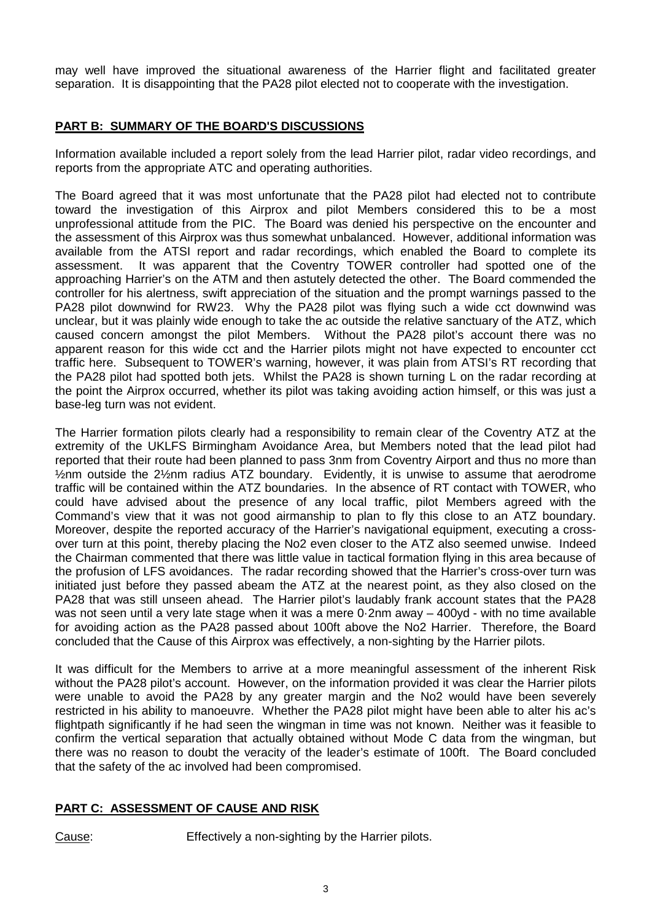may well have improved the situational awareness of the Harrier flight and facilitated greater separation. It is disappointing that the PA28 pilot elected not to cooperate with the investigation.

## PART B: SUMMARY OF THE BOARD'S DISCUSSIONS

Information available included a report solely from the lead Harrier pilot, radar video recordings, and reports from the appropriate ATC and operating authorities.

The Board agreed that it was most unfortunate that the PA28 pilot had elected not to contribute toward the investigation of this Airprox and pilot Members considered this to be a most unprofessional attitude from the PIC. The Board was denied his perspective on the encounter and the assessment of this Airprox was thus somewhat unbalanced. However, additional information was available from the ATSI report and radar recordings, which enabled the Board to complete its assessment. It was apparent that the Coventry TOWER controller had spotted one of the approaching Harrier's on the ATM and then astutely detected the other. The Board commended the controller for his alertness, swift appreciation of the situation and the prompt warnings passed to the PA28 pilot downwind for RW23. Why the PA28 pilot was flying such a wide cct downwind was unclear, but it was plainly wide enough to take the ac outside the relative sanctuary of the ATZ, which caused concern amongst the pilot Members. Without the PA28 pilot's account there was no apparent reason for this wide cct and the Harrier pilots might not have expected to encounter cct traffic here. Subsequent to TOWER's warning, however, it was plain from ATSI's RT recording that the PA28 pilot had spotted both jets. Whilst the PA28 is shown turning L on the radar recording at the point the Airprox occurred, whether its pilot was taking avoiding action himself, or this was just a base-leg turn was not evident.

The Harrier formation pilots clearly had a responsibility to remain clear of the Coventry ATZ at the extremity of the UKLFS Birmingham Avoidance Area, but Members noted that the lead pilot had reported that their route had been planned to pass 3nm from Coventry Airport and thus no more than ½nm outside the 2½nm radius ATZ boundary. Evidently, it is unwise to assume that aerodrome traffic will be contained within the ATZ boundaries. In the absence of RT contact with TOWER, who could have advised about the presence of any local traffic, pilot Members agreed with the Command's view that it was not good airmanship to plan to fly this close to an ATZ boundary. Moreover, despite the reported accuracy of the Harrier's navigational equipment, executing a cross-over turn at this point, thereby placing the No2 even closer to the ATZ also seemed unwise. Indeed the Chairman commented that there was little value in tactical formation flying in this area because of the profusion of LFS avoidances. The radar recording showed that the Harrier's cross-over turn was initiated just before they passed abeam the ATZ at the nearest point, as they also closed on the PA28 that was still unseen ahead. The Harrier pilot's laudably frank account states that the PA28 was not seen until a very late stage when it was a mere 0·2nm away – 400yd - with no time available for avoiding action as the PA28 passed about 100ft above the No2 Harrier. Therefore, the Board concluded that the Cause of this Airprox was effectively, a non-sighting by the Harrier pilots.

It was difficult for the Members to arrive at a more meaningful assessment of the inherent Risk without the PA28 pilot's account. However, on the information provided it was clear the Harrier pilots were unable to avoid the PA28 by any greater margin and the No2 would have been severely restricted in his ability to manoeuvre. Whether the PA28 pilot might have been able to alter his ac's flightpath significantly if he had seen the wingman in time was not known. Neither was it feasible to confirm the vertical separation that actually obtained without Mode C data from the wingman, but there was no reason to doubt the veracity of the leader's estimate of 100ft. The Board concluded that the safety of the ac involved had been compromised.

## PART C: ASSESSMENT OF CAUSE AND RISK

Cause: Effectively a non-sighting by the Harrier pilots.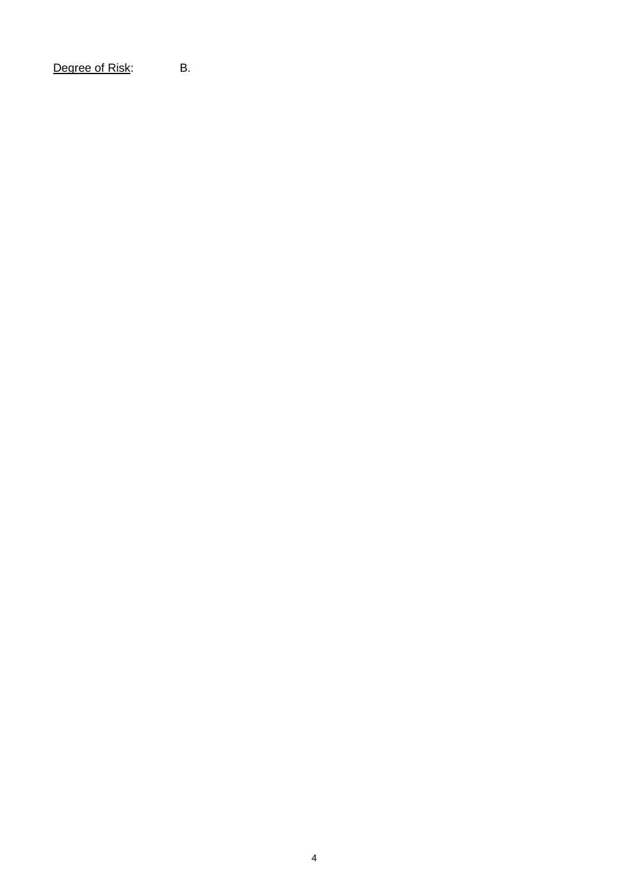<u>Degree of Risk</u>: B.